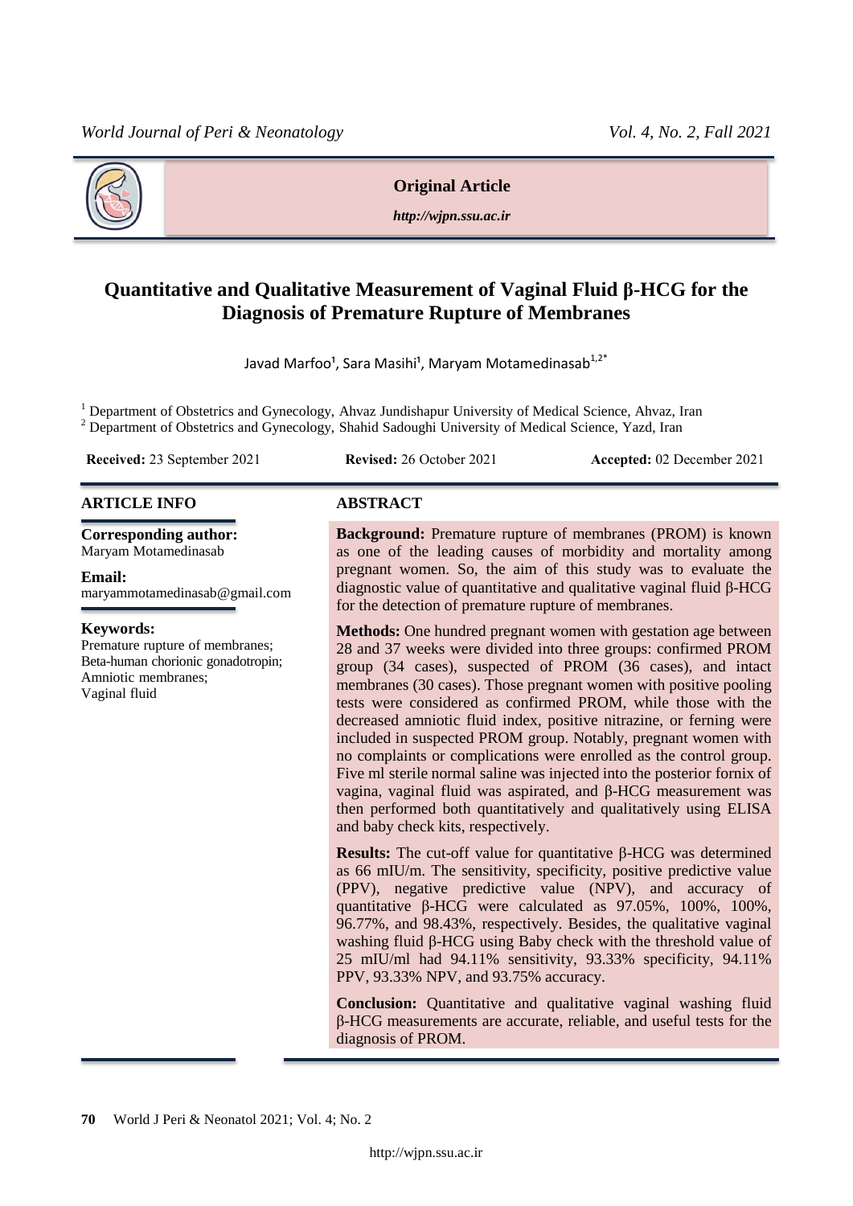**Original Article**

*http://wjpn.ssu.ac.ir*

# Quantitative and Qualitative Measurement of Vaginal Fluid β-HCG for the Diagnosis of Premature Rupture of Membranes

Javad Marfoo[1], Sara Masihi[1], Maryam Motamedinasab[1,2*]

[1] Department of Obstetrics and Gynecology, Ahvaz Jundishapur University of Medical Science, Ahvaz, Iran
[2] Department of Obstetrics and Gynecology, Shahid Sadoughi University of Medical Science, Yazd, Iran

**Received:** 23 September 2021 **Revised:** 26 October 2021 **Accepted:** 02 December 2021

## ARTICLE INFO

**Corresponding author:**
Maryam Motamedinasab

**Email:**
maryammotamedinasab@gmail.com

**Keywords:**
Premature rupture of membranes;
Beta-human chorionic gonadotropin;
Amniotic membranes;
Vaginal fluid

## ABSTRACT

**Background:** Premature rupture of membranes (PROM) is known as one of the leading causes of morbidity and mortality among pregnant women. So, the aim of this study was to evaluate the diagnostic value of quantitative and qualitative vaginal fluid β-HCG for the detection of premature rupture of membranes.

**Methods:** One hundred pregnant women with gestation age between 28 and 37 weeks were divided into three groups: confirmed PROM group (34 cases), suspected of PROM (36 cases), and intact membranes (30 cases). Those pregnant women with positive pooling tests were considered as confirmed PROM, while those with the decreased amniotic fluid index, positive nitrazine, or ferning were included in suspected PROM group. Notably, pregnant women with no complaints or complications were enrolled as the control group. Five ml sterile normal saline was injected into the posterior fornix of vagina, vaginal fluid was aspirated, and β-HCG measurement was then performed both quantitatively and qualitatively using ELISA and baby check kits, respectively.

**Results:** The cut-off value for quantitative β-HCG was determined as 66 mIU/m. The sensitivity, specificity, positive predictive value (PPV), negative predictive value (NPV), and accuracy of quantitative β-HCG were calculated as 97.05%, 100%, 100%, 96.77%, and 98.43%, respectively. Besides, the qualitative vaginal washing fluid β-HCG using Baby check with the threshold value of 25 mIU/ml had 94.11% sensitivity, 93.33% specificity, 94.11% PPV, 93.33% NPV, and 93.75% accuracy.

**Conclusion:** Quantitative and qualitative vaginal washing fluid β-HCG measurements are accurate, reliable, and useful tests for the diagnosis of PROM.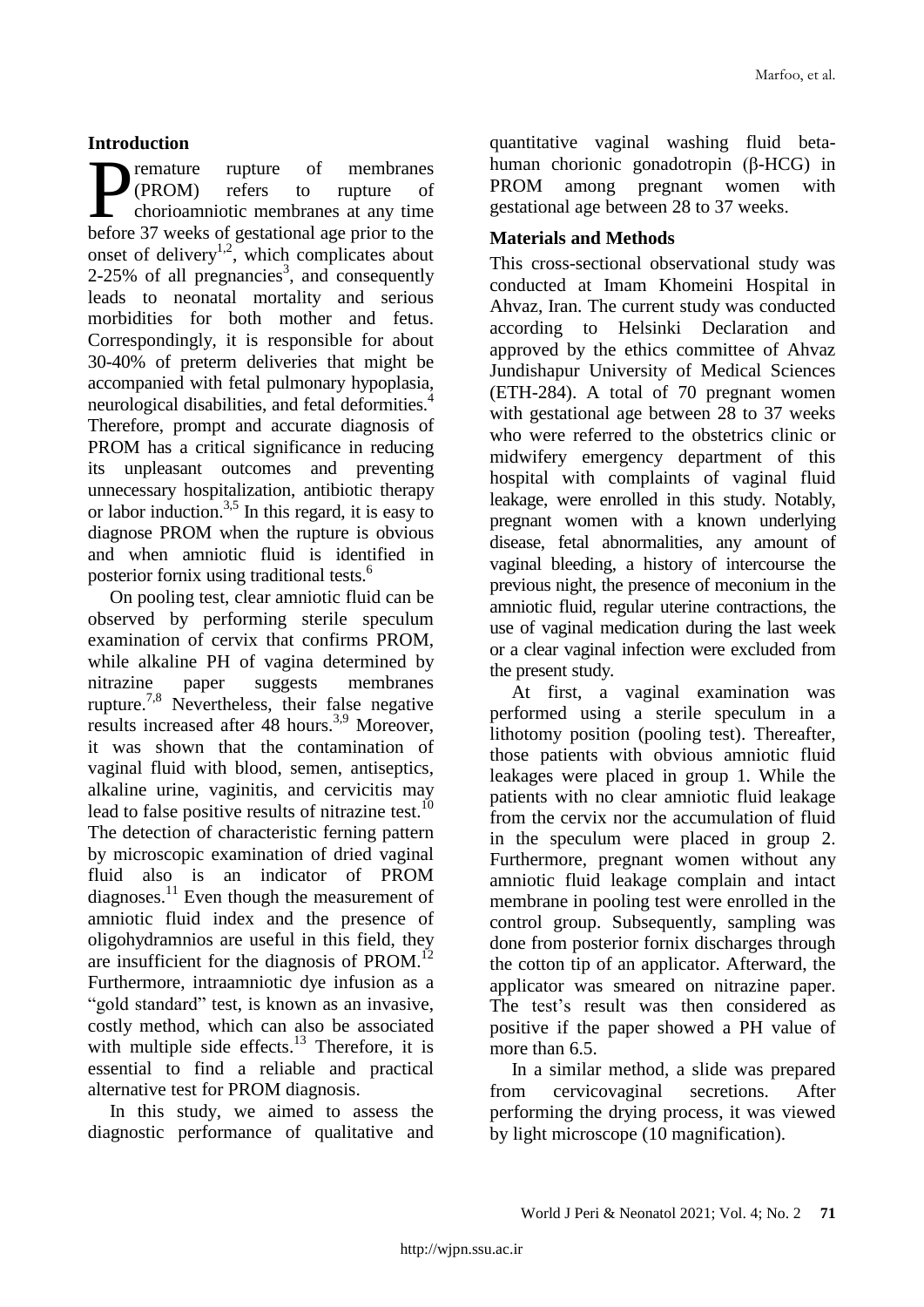## Introduction

Premature rupture of membranes (PROM) refers to rupture of chorioamniotic membranes at any time before 37 weeks of gestational age prior to the onset of delivery[1,2], which complicates about 2-25% of all pregnancies[3], and consequently leads to neonatal mortality and serious morbidities for both mother and fetus. Correspondingly, it is responsible for about 30-40% of preterm deliveries that might be accompanied with fetal pulmonary hypoplasia, neurological disabilities, and fetal deformities.[4] Therefore, prompt and accurate diagnosis of PROM has a critical significance in reducing its unpleasant outcomes and preventing unnecessary hospitalization, antibiotic therapy or labor induction.[3,5] In this regard, it is easy to diagnose PROM when the rupture is obvious and when amniotic fluid is identified in posterior fornix using traditional tests.[6]

On pooling test, clear amniotic fluid can be observed by performing sterile speculum examination of cervix that confirms PROM, while alkaline PH of vagina determined by nitrazine paper suggests membranes rupture.[7,8] Nevertheless, their false negative results increased after 48 hours.[3,9] Moreover, it was shown that the contamination of vaginal fluid with blood, semen, antiseptics, alkaline urine, vaginitis, and cervicitis may lead to false positive results of nitrazine test.[10] The detection of characteristic ferning pattern by microscopic examination of dried vaginal fluid also is an indicator of PROM diagnoses.[11] Even though the measurement of amniotic fluid index and the presence of oligohydramnios are useful in this field, they are insufficient for the diagnosis of PROM.[12] Furthermore, intraamniotic dye infusion as a "gold standard" test, is known as an invasive, costly method, which can also be associated with multiple side effects.[13] Therefore, it is essential to find a reliable and practical alternative test for PROM diagnosis.

In this study, we aimed to assess the diagnostic performance of qualitative and quantitative vaginal washing fluid beta-human chorionic gonadotropin (β-HCG) in PROM among pregnant women with gestational age between 28 to 37 weeks.

## Materials and Methods

This cross-sectional observational study was conducted at Imam Khomeini Hospital in Ahvaz, Iran. The current study was conducted according to Helsinki Declaration and approved by the ethics committee of Ahvaz Jundishapur University of Medical Sciences (ETH-284). A total of 70 pregnant women with gestational age between 28 to 37 weeks who were referred to the obstetrics clinic or midwifery emergency department of this hospital with complaints of vaginal fluid leakage, were enrolled in this study. Notably, pregnant women with a known underlying disease, fetal abnormalities, any amount of vaginal bleeding, a history of intercourse the previous night, the presence of meconium in the amniotic fluid, regular uterine contractions, the use of vaginal medication during the last week or a clear vaginal infection were excluded from the present study.

At first, a vaginal examination was performed using a sterile speculum in a lithotomy position (pooling test). Thereafter, those patients with obvious amniotic fluid leakages were placed in group 1. While the patients with no clear amniotic fluid leakage from the cervix nor the accumulation of fluid in the speculum were placed in group 2. Furthermore, pregnant women without any amniotic fluid leakage complain and intact membrane in pooling test were enrolled in the control group. Subsequently, sampling was done from posterior fornix discharges through the cotton tip of an applicator. Afterward, the applicator was smeared on nitrazine paper. The test's result was then considered as positive if the paper showed a PH value of more than 6.5.

In a similar method, a slide was prepared from cervicovaginal secretions. After performing the drying process, it was viewed by light microscope (10 magnification).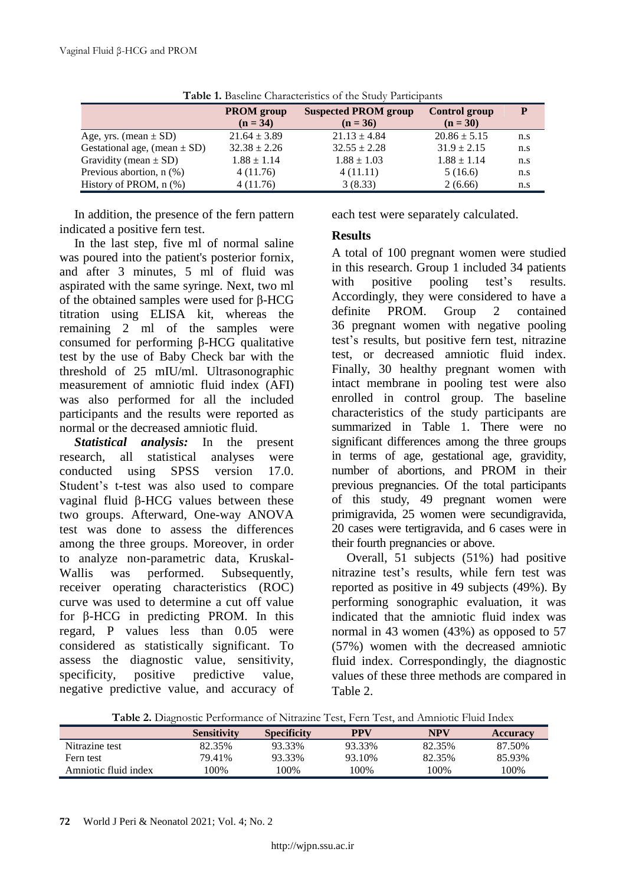**Table 1.** Baseline Characteristics of the Study Participants

| | PROM group (n = 34) | Suspected PROM group (n = 36) | Control group (n = 30) | P |
|---|---|---|---|---|
| Age, yrs. (mean ± SD) | 21.64 ± 3.89 | 21.13 ± 4.84 | 20.86 ± 5.15 | n.s |
| Gestational age, (mean ± SD) | 32.38 ± 2.26 | 32.55 ± 2.28 | 31.9 ± 2.15 | n.s |
| Gravidity (mean ± SD) | 1.88 ± 1.14 | 1.88 ± 1.03 | 1.88 ± 1.14 | n.s |
| Previous abortion, n (%) | 4 (11.76) | 4 (11.11) | 5 (16.6) | n.s |
| History of PROM, n (%) | 4 (11.76) | 3 (8.33) | 2 (6.66) | n.s |

In addition, the presence of the fern pattern indicated a positive fern test.

In the last step, five ml of normal saline was poured into the patient's posterior fornix, and after 3 minutes, 5 ml of fluid was aspirated with the same syringe. Next, two ml of the obtained samples were used for β-HCG titration using ELISA kit, whereas the remaining 2 ml of the samples were consumed for performing β-HCG qualitative test by the use of Baby Check bar with the threshold of 25 mIU/ml. Ultrasonographic measurement of amniotic fluid index (AFI) was also performed for all the included participants and the results were reported as normal or the decreased amniotic fluid.

***Statistical analysis:*** In the present research, all statistical analyses were conducted using SPSS version 17.0. Student's t-test was also used to compare vaginal fluid β-HCG values between these two groups. Afterward, One-way ANOVA test was done to assess the differences among the three groups. Moreover, in order to analyze non-parametric data, Kruskal-Wallis was performed. Subsequently, receiver operating characteristics (ROC) curve was used to determine a cut off value for β-HCG in predicting PROM. In this regard, P values less than 0.05 were considered as statistically significant. To assess the diagnostic value, sensitivity, specificity, positive predictive value, negative predictive value, and accuracy of each test were separately calculated.

## Results

A total of 100 pregnant women were studied in this research. Group 1 included 34 patients with positive pooling test's results. Accordingly, they were considered to have a definite PROM. Group 2 contained 36 pregnant women with negative pooling test's results, but positive fern test, nitrazine test, or decreased amniotic fluid index. Finally, 30 healthy pregnant women with intact membrane in pooling test were also enrolled in control group. The baseline characteristics of the study participants are summarized in Table 1. There were no significant differences among the three groups in terms of age, gestational age, gravidity, number of abortions, and PROM in their previous pregnancies. Of the total participants of this study, 49 pregnant women were primigravida, 25 women were secundigravida, 20 cases were tertigravida, and 6 cases were in their fourth pregnancies or above.

Overall, 51 subjects (51%) had positive nitrazine test's results, while fern test was reported as positive in 49 subjects (49%). By performing sonographic evaluation, it was indicated that the amniotic fluid index was normal in 43 women (43%) as opposed to 57 (57%) women with the decreased amniotic fluid index. Correspondingly, the diagnostic values of these three methods are compared in Table 2.

**Table 2.** Diagnostic Performance of Nitrazine Test, Fern Test, and Amniotic Fluid Index

| | Sensitivity | Specificity | PPV | NPV | Accuracy |
|---|---|---|---|---|---|
| Nitrazine test | 82.35% | 93.33% | 93.33% | 82.35% | 87.50% |
| Fern test | 79.41% | 93.33% | 93.10% | 82.35% | 85.93% |
| Amniotic fluid index | 100% | 100% | 100% | 100% | 100% |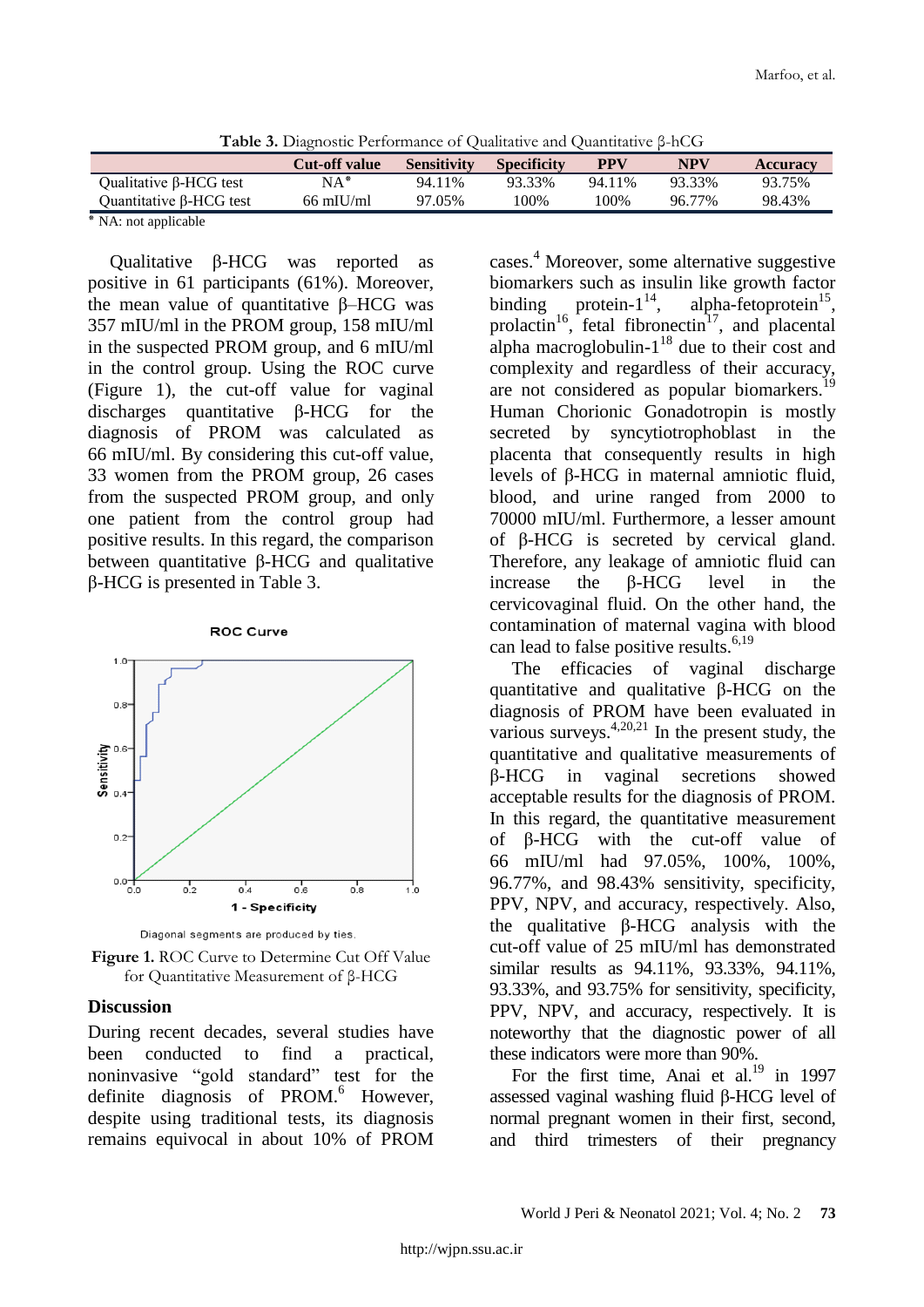**Table 3.** Diagnostic Performance of Qualitative and Quantitative β-hCG

| | Cut-off value | Sensitivity | Specificity | PPV | NPV | Accuracy |
|---|---|---|---|---|---|---|
| Qualitative β-HCG test | NA* | 94.11% | 93.33% | 94.11% | 93.33% | 93.75% |
| Quantitative β-HCG test | 66 mIU/ml | 97.05% | 100% | 100% | 96.77% | 98.43% |

* NA: not applicable

Qualitative β-HCG was reported as positive in 61 participants (61%). Moreover, the mean value of quantitative β–HCG was 357 mIU/ml in the PROM group, 158 mIU/ml in the suspected PROM group, and 6 mIU/ml in the control group. Using the ROC curve (Figure 1), the cut-off value for vaginal discharges quantitative β-HCG for the diagnosis of PROM was calculated as 66 mIU/ml. By considering this cut-off value, 33 women from the PROM group, 26 cases from the suspected PROM group, and only one patient from the control group had positive results. In this regard, the comparison between quantitative β-HCG and qualitative β-HCG is presented in Table 3.

**Figure 1.** ROC Curve to Determine Cut Off Value for Quantitative Measurement of β-HCG

## Discussion

During recent decades, several studies have been conducted to find a practical, noninvasive "gold standard" test for the definite diagnosis of PROM.[6] However, despite using traditional tests, its diagnosis remains equivocal in about 10% of PROM cases.[4] Moreover, some alternative suggestive biomarkers such as insulin like growth factor binding protein-1[14], alpha-fetoprotein[15], prolactin[16], fetal fibronectin[17], and placental alpha macroglobulin-1[18] due to their cost and complexity and regardless of their accuracy, are not considered as popular biomarkers.[19] Human Chorionic Gonadotropin is mostly secreted by syncytiotrophoblast in the placenta that consequently results in high levels of β-HCG in maternal amniotic fluid, blood, and urine ranged from 2000 to 70000 mIU/ml. Furthermore, a lesser amount of β-HCG is secreted by cervical gland. Therefore, any leakage of amniotic fluid can increase the β-HCG level in the cervicovaginal fluid. On the other hand, the contamination of maternal vagina with blood can lead to false positive results.[6,19]

The efficacies of vaginal discharge quantitative and qualitative β-HCG on the diagnosis of PROM have been evaluated in various surveys.[4,20,21] In the present study, the quantitative and qualitative measurements of β-HCG in vaginal secretions showed acceptable results for the diagnosis of PROM. In this regard, the quantitative measurement of β-HCG with the cut-off value of 66 mIU/ml had 97.05%, 100%, 100%, 96.77%, and 98.43% sensitivity, specificity, PPV, NPV, and accuracy, respectively. Also, the qualitative β-HCG analysis with the cut-off value of 25 mIU/ml has demonstrated similar results as 94.11%, 93.33%, 94.11%, 93.33%, and 93.75% for sensitivity, specificity, PPV, NPV, and accuracy, respectively. It is noteworthy that the diagnostic power of all these indicators were more than 90%.

For the first time, Anai et al.[19] in 1997 assessed vaginal washing fluid β-HCG level of normal pregnant women in their first, second, and third trimesters of their pregnancy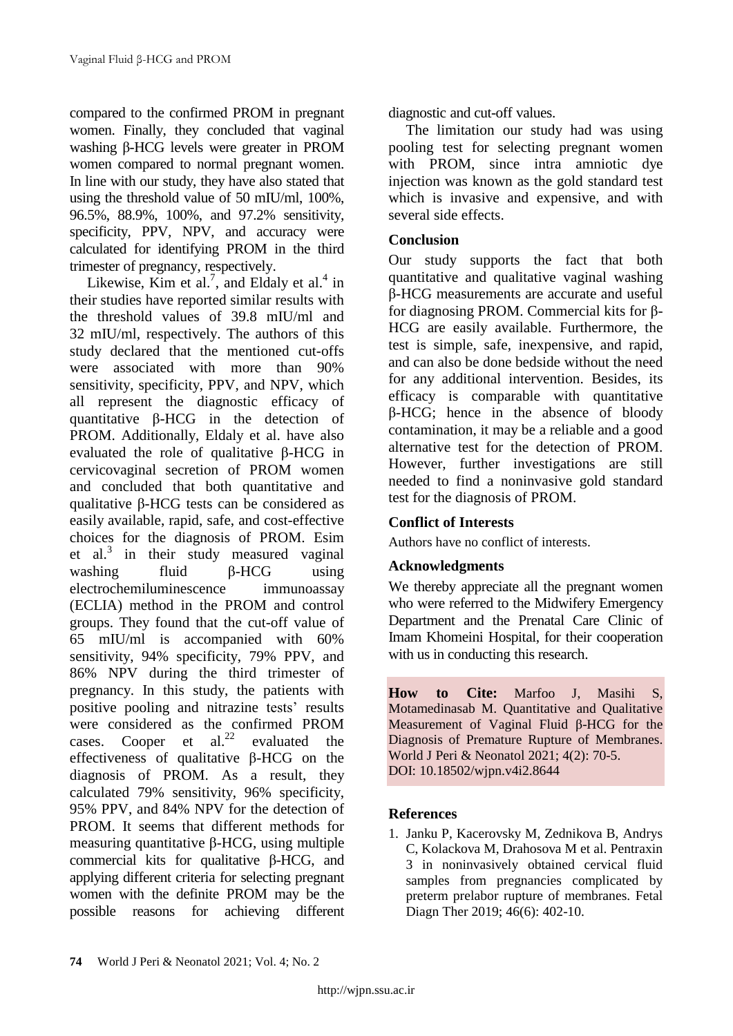compared to the confirmed PROM in pregnant women. Finally, they concluded that vaginal washing β-HCG levels were greater in PROM women compared to normal pregnant women. In line with our study, they have also stated that using the threshold value of 50 mIU/ml, 100%, 96.5%, 88.9%, 100%, and 97.2% sensitivity, specificity, PPV, NPV, and accuracy were calculated for identifying PROM in the third trimester of pregnancy, respectively.

Likewise, Kim et al.[7], and Eldaly et al.[4] in their studies have reported similar results with the threshold values of 39.8 mIU/ml and 32 mIU/ml, respectively. The authors of this study declared that the mentioned cut-offs were associated with more than 90% sensitivity, specificity, PPV, and NPV, which all represent the diagnostic efficacy of quantitative β-HCG in the detection of PROM. Additionally, Eldaly et al. have also evaluated the role of qualitative β-HCG in cervicovaginal secretion of PROM women and concluded that both quantitative and qualitative β-HCG tests can be considered as easily available, rapid, safe, and cost-effective choices for the diagnosis of PROM. Esim et al.[3] in their study measured vaginal washing fluid β-HCG using electrochemiluminescence immunoassay (ECLIA) method in the PROM and control groups. They found that the cut-off value of 65 mIU/ml is accompanied with 60% sensitivity, 94% specificity, 79% PPV, and 86% NPV during the third trimester of pregnancy. In this study, the patients with positive pooling and nitrazine tests' results were considered as the confirmed PROM cases. Cooper et al.[22] evaluated the effectiveness of qualitative β-HCG on the diagnosis of PROM. As a result, they calculated 79% sensitivity, 96% specificity, 95% PPV, and 84% NPV for the detection of PROM. It seems that different methods for measuring quantitative β-HCG, using multiple commercial kits for qualitative β-HCG, and applying different criteria for selecting pregnant women with the definite PROM may be the possible reasons for achieving different diagnostic and cut-off values.

The limitation our study had was using pooling test for selecting pregnant women with PROM, since intra amniotic dye injection was known as the gold standard test which is invasive and expensive, and with several side effects.

## Conclusion

Our study supports the fact that both quantitative and qualitative vaginal washing β-HCG measurements are accurate and useful for diagnosing PROM. Commercial kits for β-HCG are easily available. Furthermore, the test is simple, safe, inexpensive, and rapid, and can also be done bedside without the need for any additional intervention. Besides, its efficacy is comparable with quantitative β-HCG; hence in the absence of bloody contamination, it may be a reliable and a good alternative test for the detection of PROM. However, further investigations are still needed to find a noninvasive gold standard test for the diagnosis of PROM.

## Conflict of Interests

Authors have no conflict of interests.

## Acknowledgments

We thereby appreciate all the pregnant women who were referred to the Midwifery Emergency Department and the Prenatal Care Clinic of Imam Khomeini Hospital, for their cooperation with us in conducting this research.

**How to Cite:** Marfoo J, Masihi S, Motamedinasab M. Quantitative and Qualitative Measurement of Vaginal Fluid β-HCG for the Diagnosis of Premature Rupture of Membranes. World J Peri & Neonatol 2021; 4(2): 70-5.
DOI: 10.18502/wjpn.v4i2.8644

## References

1. Janku P, Kacerovsky M, Zednikova B, Andrys C, Kolackova M, Drahosova M et al. Pentraxin 3 in noninvasively obtained cervical fluid samples from pregnancies complicated by preterm prelabor rupture of membranes. Fetal Diagn Ther 2019; 46(6): 402-10.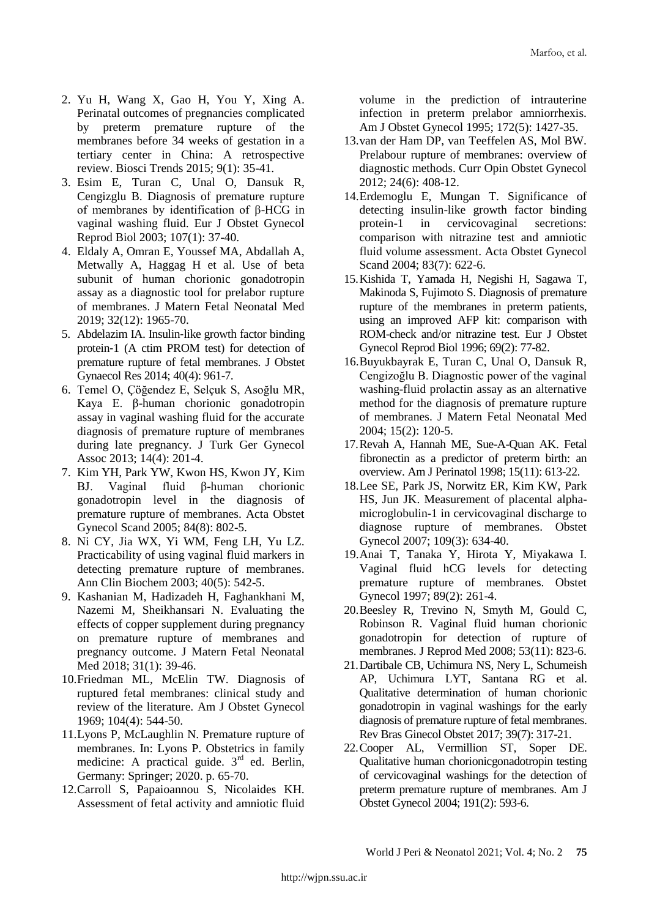2. Yu H, Wang X, Gao H, You Y, Xing A. Perinatal outcomes of pregnancies complicated by preterm premature rupture of the membranes before 34 weeks of gestation in a tertiary center in China: A retrospective review. Biosci Trends 2015; 9(1): 35-41.
3. Esim E, Turan C, Unal O, Dansuk R, Cengizglu B. Diagnosis of premature rupture of membranes by identification of β-HCG in vaginal washing fluid. Eur J Obstet Gynecol Reprod Biol 2003; 107(1): 37-40.
4. Eldaly A, Omran E, Youssef MA, Abdallah A, Metwally A, Haggag H et al. Use of beta subunit of human chorionic gonadotropin assay as a diagnostic tool for prelabor rupture of membranes. J Matern Fetal Neonatal Med 2019; 32(12): 1965-70.
5. Abdelazim IA. Insulin-like growth factor binding protein-1 (A ctim PROM test) for detection of premature rupture of fetal membranes. J Obstet Gynaecol Res 2014; 40(4): 961-7.
6. Temel O, Çöğendez E, Selçuk S, Asoğlu MR, Kaya E. β-human chorionic gonadotropin assay in vaginal washing fluid for the accurate diagnosis of premature rupture of membranes during late pregnancy. J Turk Ger Gynecol Assoc 2013; 14(4): 201-4.
7. Kim YH, Park YW, Kwon HS, Kwon JY, Kim BJ. Vaginal fluid β-human chorionic gonadotropin level in the diagnosis of premature rupture of membranes. Acta Obstet Gynecol Scand 2005; 84(8): 802-5.
8. Ni CY, Jia WX, Yi WM, Feng LH, Yu LZ. Practicability of using vaginal fluid markers in detecting premature rupture of membranes. Ann Clin Biochem 2003; 40(5): 542-5.
9. Kashanian M, Hadizadeh H, Faghankhani M, Nazemi M, Sheikhansari N. Evaluating the effects of copper supplement during pregnancy on premature rupture of membranes and pregnancy outcome. J Matern Fetal Neonatal Med 2018; 31(1): 39-46.
10. Friedman ML, McElin TW. Diagnosis of ruptured fetal membranes: clinical study and review of the literature. Am J Obstet Gynecol 1969; 104(4): 544-50.
11. Lyons P, McLaughlin N. Premature rupture of membranes. In: Lyons P. Obstetrics in family medicine: A practical guide. 3rd ed. Berlin, Germany: Springer; 2020. p. 65-70.
12. Carroll S, Papaioannou S, Nicolaides KH. Assessment of fetal activity and amniotic fluid volume in the prediction of intrauterine infection in preterm prelabor amniorrhexis. Am J Obstet Gynecol 1995; 172(5): 1427-35.
13. van der Ham DP, van Teeffelen AS, Mol BW. Prelabour rupture of membranes: overview of diagnostic methods. Curr Opin Obstet Gynecol 2012; 24(6): 408-12.
14. Erdemoglu E, Mungan T. Significance of detecting insulin-like growth factor binding protein-1 in cervicovaginal secretions: comparison with nitrazine test and amniotic fluid volume assessment. Acta Obstet Gynecol Scand 2004; 83(7): 622-6.
15. Kishida T, Yamada H, Negishi H, Sagawa T, Makinoda S, Fujimoto S. Diagnosis of premature rupture of the membranes in preterm patients, using an improved AFP kit: comparison with ROM-check and/or nitrazine test. Eur J Obstet Gynecol Reprod Biol 1996; 69(2): 77-82.
16. Buyukbayrak E, Turan C, Unal O, Dansuk R, Cengizoğlu B. Diagnostic power of the vaginal washing-fluid prolactin assay as an alternative method for the diagnosis of premature rupture of membranes. J Matern Fetal Neonatal Med 2004; 15(2): 120-5.
17. Revah A, Hannah ME, Sue-A-Quan AK. Fetal fibronectin as a predictor of preterm birth: an overview. Am J Perinatol 1998; 15(11): 613-22.
18. Lee SE, Park JS, Norwitz ER, Kim KW, Park HS, Jun JK. Measurement of placental alpha-microglobulin-1 in cervicovaginal discharge to diagnose rupture of membranes. Obstet Gynecol 2007; 109(3): 634-40.
19. Anai T, Tanaka Y, Hirota Y, Miyakawa I. Vaginal fluid hCG levels for detecting premature rupture of membranes. Obstet Gynecol 1997; 89(2): 261-4.
20. Beesley R, Trevino N, Smyth M, Gould C, Robinson R. Vaginal fluid human chorionic gonadotropin for detection of rupture of membranes. J Reprod Med 2008; 53(11): 823-6.
21. Dartibale CB, Uchimura NS, Nery L, Schumeish AP, Uchimura LYT, Santana RG et al. Qualitative determination of human chorionic gonadotropin in vaginal washings for the early diagnosis of premature rupture of fetal membranes. Rev Bras Ginecol Obstet 2017; 39(7): 317-21.
22. Cooper AL, Vermillion ST, Soper DE. Qualitative human chorionicgonadotropin testing of cervicovaginal washings for the detection of preterm premature rupture of membranes. Am J Obstet Gynecol 2004; 191(2): 593-6.